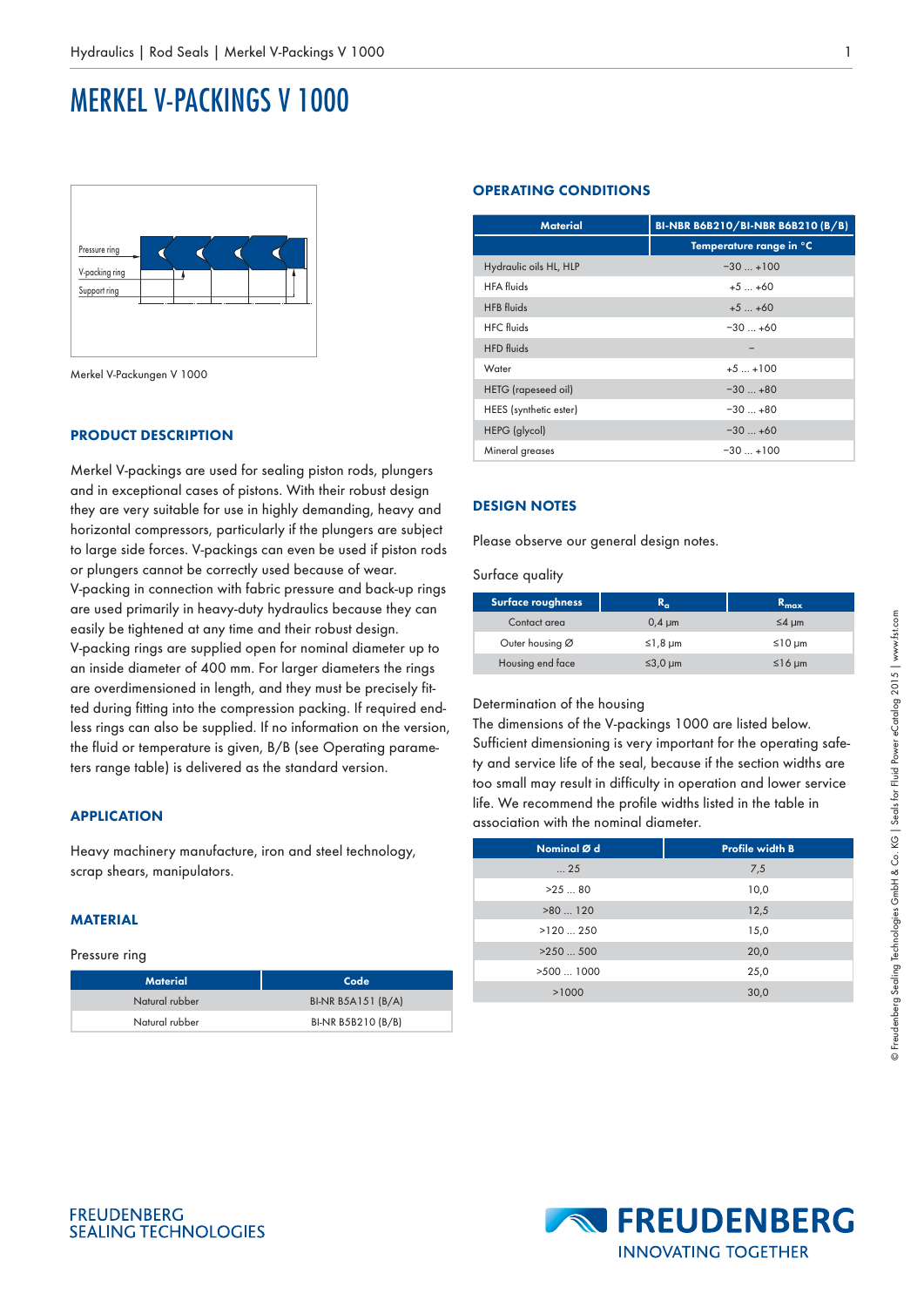# MERKEL V-PACKINGS V 1000

Pressure ring

V-packing ring

Support ring

Merkel V-Packungen V 1000

## PRODUCT DESCRIPTION

Merkel V-packings are used for sealing piston rods, plungers and in exceptional cases of pistons. With their robust design they are very suitable for use in highly demanding, heavy and horizontal compressors, particularly if the plungers are subject to large side forces. V-packings can even be used if piston rods or plungers cannot be correctly used because of wear.
V-packing in connection with fabric pressure and back-up rings are used primarily in heavy-duty hydraulics because they can easily be tightened at any time and their robust design.
V-packing rings are supplied open for nominal diameter up to an inside diameter of 400 mm. For larger diameters the rings are overdimensioned in length, and they must be precisely fitted during fitting into the compression packing. If required endless rings can also be supplied. If no information on the version, the fluid or temperature is given, B/B (see Operating parameters range table) is delivered as the standard version.

## APPLICATION

Heavy machinery manufacture, iron and steel technology, scrap shears, manipulators.

## MATERIAL

Pressure ring

| Material | Code |
|---|---|
| Natural rubber | BI-NR B5A151 (B/A) |
| Natural rubber | BI-NR B5B210 (B/B) |

## OPERATING CONDITIONS

| Material | BI-NBR B6B210/BI-NBR B6B210 (B/B) |
|---|---|
| | Temperature range in °C |
| Hydraulic oils HL, HLP | −30 ... +100 |
| HFA fluids | +5 ... +60 |
| HFB fluids | +5 ... +60 |
| HFC fluids | −30 ... +60 |
| HFD fluids | – |
| Water | +5 ... +100 |
| HETG (rapeseed oil) | −30 ... +80 |
| HEES (synthetic ester) | −30 ... +80 |
| HEPG (glycol) | −30 ... +60 |
| Mineral greases | −30 ... +100 |

## DESIGN NOTES

Please observe our general design notes.

Surface quality

| Surface roughness | $R_a$ | $R_{max}$ |
|---|---|---|
| Contact area | 0,4 µm | ≤4 µm |
| Outer housing Ø | ≤1,8 µm | ≤10 µm |
| Housing end face | ≤3,0 µm | ≤16 µm |

Determination of the housing
The dimensions of the V-packings 1000 are listed below. Sufficient dimensioning is very important for the operating safety and service life of the seal, because if the section widths are too small may result in difficulty in operation and lower service life. We recommend the profile widths listed in the table in association with the nominal diameter.

| Nominal Ø d | Profile width B |
|---|---|
| ... 25 | 7,5 |
| >25 ... 80 | 10,0 |
| >80 ... 120 | 12,5 |
| >120 ... 250 | 15,0 |
| >250 ... 500 | 20,0 |
| >500 ... 1000 | 25,0 |
| >1000 | 30,0 |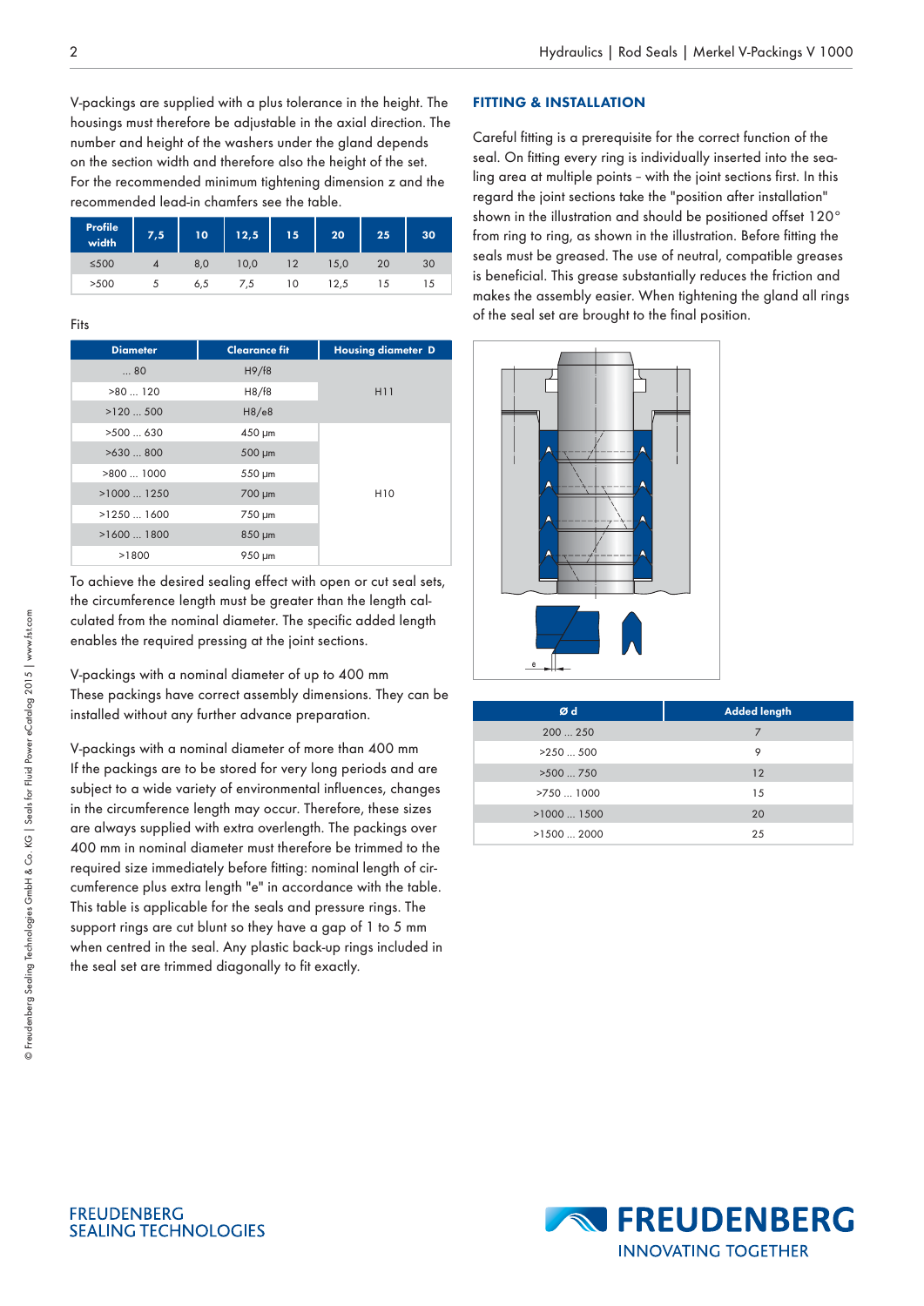V-packings are supplied with a plus tolerance in the height. The housings must therefore be adjustable in the axial direction. The number and height of the washers under the gland depends on the section width and therefore also the height of the set. For the recommended minimum tightening dimension z and the recommended lead-in chamfers see the table.

| Profile width | 7,5 | 10 | 12,5 | 15 | 20 | 25 | 30 |
|---|---|---|---|---|---|---|---|
| ≤500 | 4 | 8,0 | 10,0 | 12 | 15,0 | 20 | 30 |
| >500 | 5 | 6,5 | 7,5 | 10 | 12,5 | 15 | 15 |

Fits

| Diameter | Clearance fit | Housing diameter D |
|---|---|---|
| ... 80 | H9/f8 | H11 |
| >80 ... 120 | H8/f8 | |
| >120 ... 500 | H8/e8 | |
| >500 ... 630 | 450 µm | H10 |
| >630 ... 800 | 500 µm | |
| >800 ... 1000 | 550 µm | |
| >1000 ... 1250 | 700 µm | |
| >1250 ... 1600 | 750 µm | |
| >1600 ... 1800 | 850 µm | |
| >1800 | 950 µm | |

To achieve the desired sealing effect with open or cut seal sets, the circumference length must be greater than the length calculated from the nominal diameter. The specific added length enables the required pressing at the joint sections.

V-packings with a nominal diameter of up to 400 mm
These packings have correct assembly dimensions. They can be installed without any further advance preparation.

V-packings with a nominal diameter of more than 400 mm
If the packings are to be stored for very long periods and are subject to a wide variety of environmental influences, changes in the circumference length may occur. Therefore, these sizes are always supplied with extra overlength. The packings over 400 mm in nominal diameter must therefore be trimmed to the required size immediately before fitting: nominal length of circumference plus extra length "e" in accordance with the table. This table is applicable for the seals and pressure rings. The support rings are cut blunt so they have a gap of 1 to 5 mm when centred in the seal. Any plastic back-up rings included in the seal set are trimmed diagonally to fit exactly.

## FITTING & INSTALLATION

Careful fitting is a prerequisite for the correct function of the seal. On fitting every ring is individually inserted into the sealing area at multiple points – with the joint sections first. In this regard the joint sections take the "position after installation" shown in the illustration and should be positioned offset 120° from ring to ring, as shown in the illustration. Before fitting the seals must be greased. The use of neutral, compatible greases is beneficial. This grease substantially reduces the friction and makes the assembly easier. When tightening the gland all rings of the seal set are brought to the final position.

| Ø d | Added length |
|---|---|
| 200 ... 250 | 7 |
| >250 ... 500 | 9 |
| >500 ... 750 | 12 |
| >750 ... 1000 | 15 |
| >1000 ... 1500 | 20 |
| >1500 ... 2000 | 25 |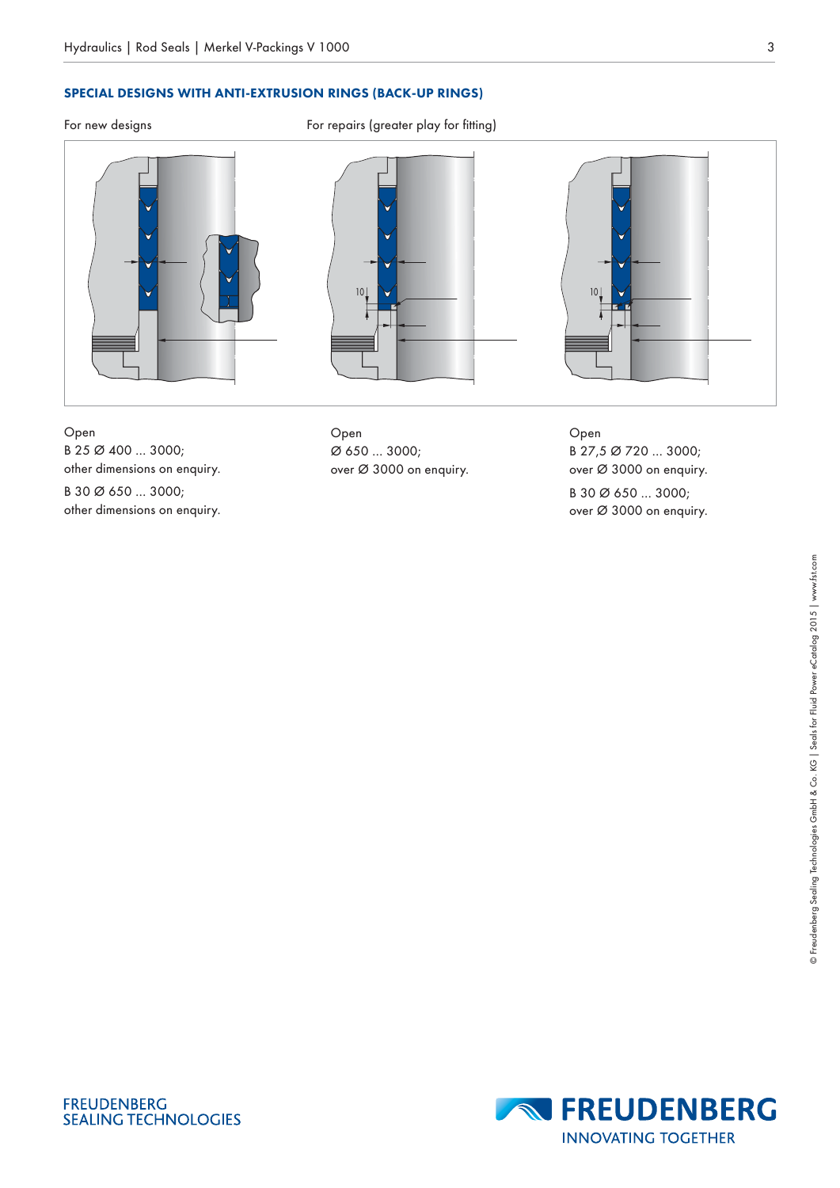## SPECIAL DESIGNS WITH ANTI-EXTRUSION RINGS (BACK-UP RINGS)

For new designs

For repairs (greater play for fitting)

10

10

Open
B 25 Ø 400 ... 3000;
other dimensions on enquiry.

B 30 Ø 650 ... 3000;
other dimensions on enquiry.

Open
Ø 650 ... 3000;
over Ø 3000 on enquiry.

Open
B 27,5 Ø 720 ... 3000;
over Ø 3000 on enquiry.

B 30 Ø 650 ... 3000;
over Ø 3000 on enquiry.